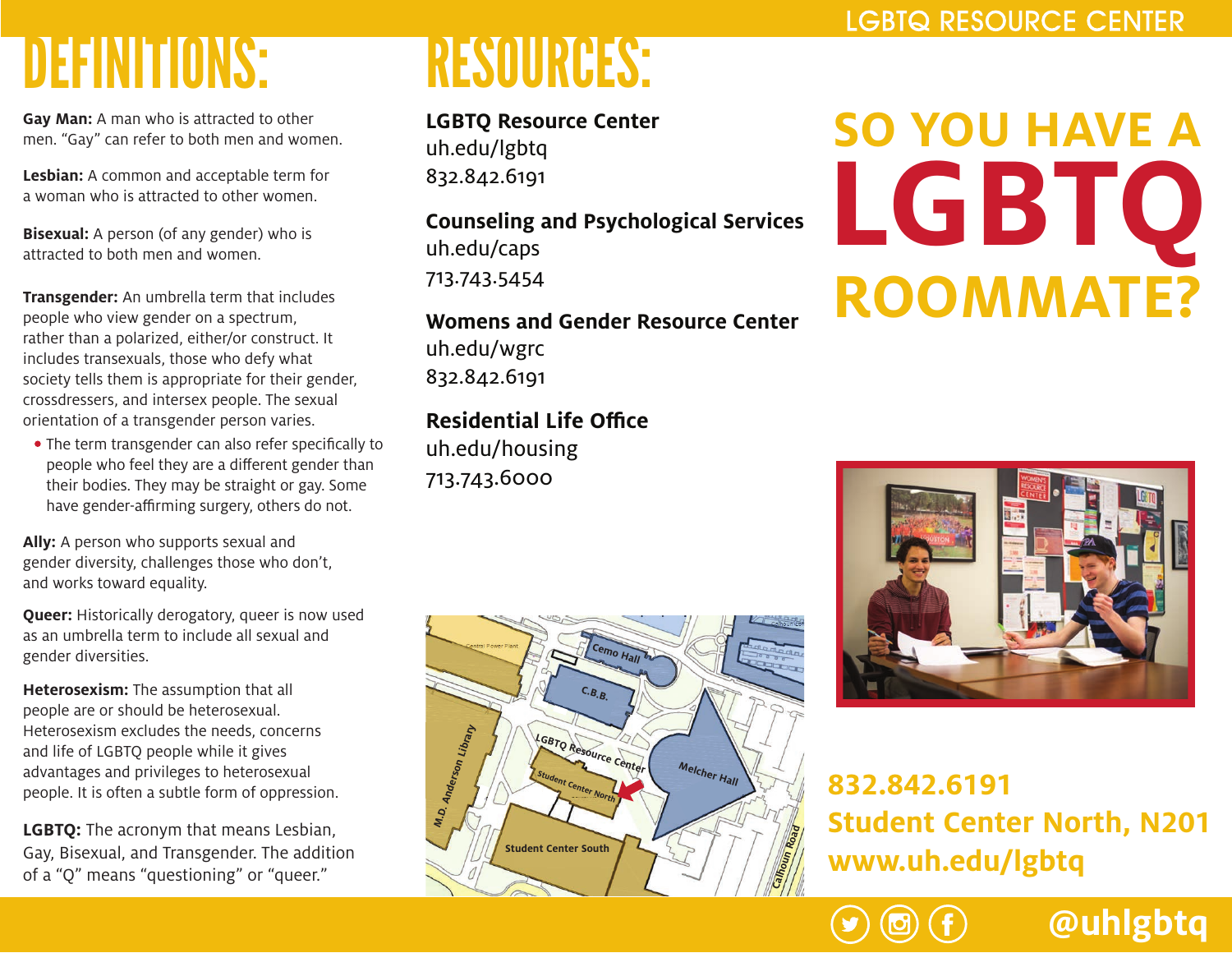# DEFINITIONS:

**Gay Man:** A man who is attracted to other men. "Gay" can refer to both men and women.

**Lesbian:** A common and acceptable term for a woman who is attracted to other women.

**Bisexual:** A person (of any gender) who is attracted to both men and women.

**Transgender:** An umbrella term that includes people who view gender on a spectrum, rather than a polarized, either/or construct. It includes transexuals, those who defy what society tells them is appropriate for their gender, crossdressers, and intersex people. The sexual orientation of a transgender person varies.

- The term transgender can also refer specifically to people who feel they are a different gender than their bodies. They may be straight or gay. Some have gender-affirming surgery, others do not.

**Ally:** A person who supports sexual and gender diversity, challenges those who don't, and works toward equality.

**Queer:** Historically derogatory, queer is now used as an umbrella term to include all sexual and gender diversities.

**Heterosexism:** The assumption that all people are or should be heterosexual. Heterosexism excludes the needs, concerns and life of LGBTQ people while it gives advantages and privileges to heterosexual people. It is often a subtle form of oppression.

**LGBTQ:** The acronym that means Lesbian, Gay, Bisexual, and Transgender. The addition of a "Q" means "questioning" or "queer."

# RESOURCES:

**LGBTQ Resource Center**
uh.edu/lgbtq
832.842.6191

**Counseling and Psychological Services**
uh.edu/caps
713.743.5454

**Womens and Gender Resource Center**
uh.edu/wgrc
832.842.6191

**Residential Life Office**
uh.edu/housing
713.743.6000

LGBTQ RESOURCE CENTER

# SO YOU HAVE A LGBTQ ROOMMATE?

**832.842.6191**
**Student Center North, N201**
**www.uh.edu/lgbtq**

**@uhlgbtq**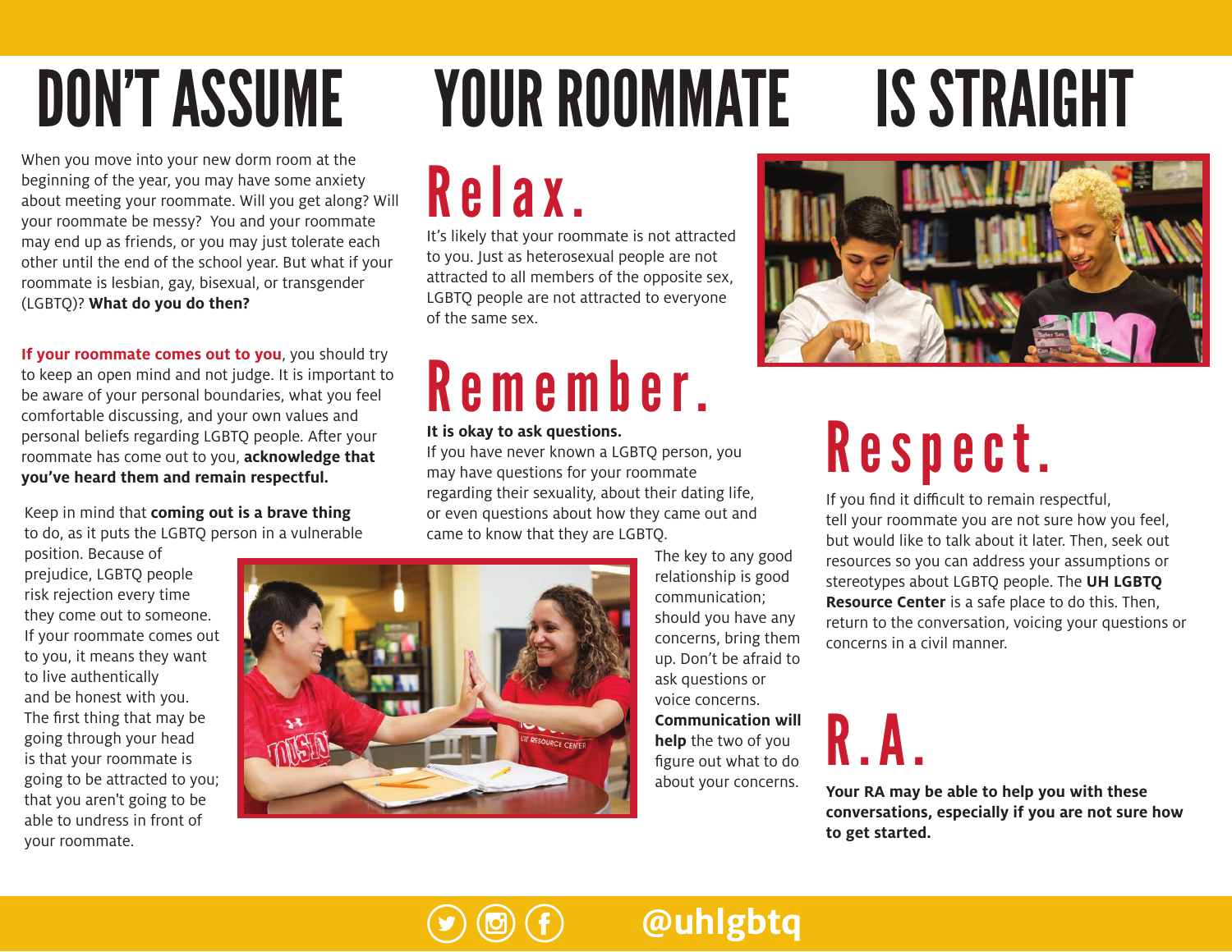# DON'T ASSUME YOUR ROOMMATE IS STRAIGHT

When you move into your new dorm room at the beginning of the year, you may have some anxiety about meeting your roommate. Will you get along? Will your roommate be messy? You and your roommate may end up as friends, or you may just tolerate each other until the end of the school year. But what if your roommate is lesbian, gay, bisexual, or transgender (LGBTQ)? **What do you do then?**

**If your roommate comes out to you**, you should try to keep an open mind and not judge. It is important to be aware of your personal boundaries, what you feel comfortable discussing, and your own values and personal beliefs regarding LGBTQ people. After your roommate has come out to you, **acknowledge that you've heard them and remain respectful.**

Keep in mind that **coming out is a brave thing** to do, as it puts the LGBTQ person in a vulnerable position. Because of prejudice, LGBTQ people risk rejection every time they come out to someone. If your roommate comes out to you, it means they want to live authentically and be honest with you. The first thing that may be going through your head is that your roommate is going to be attracted to you; that you aren't going to be able to undress in front of your roommate.

## Relax.

It's likely that your roommate is not attracted to you. Just as heterosexual people are not attracted to all members of the opposite sex, LGBTQ people are not attracted to everyone of the same sex.

## Remember.

**It is okay to ask questions.**

If you have never known a LGBTQ person, you may have questions for your roommate regarding their sexuality, about their dating life, or even questions about how they came out and came to know that they are LGBTQ.

The key to any good relationship is good communication; should you have any concerns, bring them up. Don't be afraid to ask questions or voice concerns. **Communication will help** the two of you figure out what to do about your concerns.

## Respect.

If you find it difficult to remain respectful, tell your roommate you are not sure how you feel, but would like to talk about it later. Then, seek out resources so you can address your assumptions or stereotypes about LGBTQ people. The **UH LGBTQ Resource Center** is a safe place to do this. Then, return to the conversation, voicing your questions or concerns in a civil manner.

## R.A.

**Your RA may be able to help you with these conversations, especially if you are not sure how to get started.**

**@uhlgbtq**